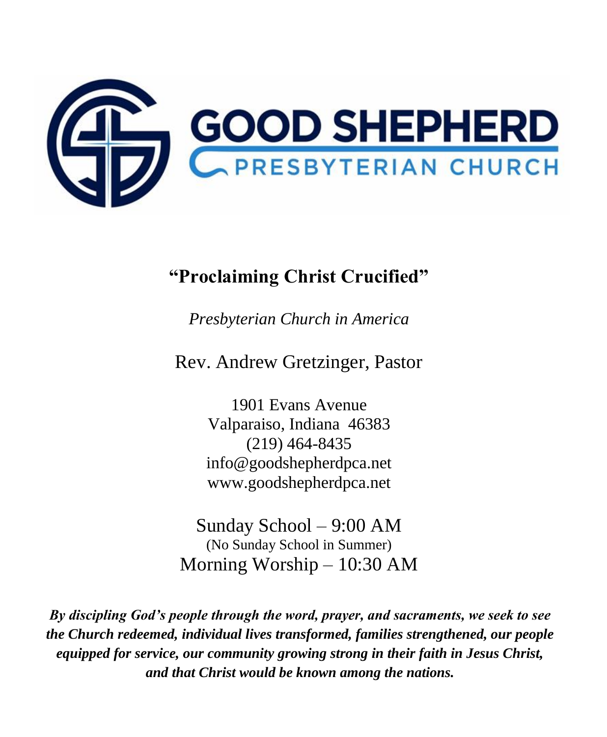# GOOD SHEPHERD

## PRESBYTERIAN CHURCH

**"Proclaiming Christ Crucified"**

*Presbyterian Church in America*

Rev. Andrew Gretzinger, Pastor

1901 Evans Avenue
Valparaiso, Indiana 46383
(219) 464-8435
info@goodshepherdpca.net
www.goodshepherdpca.net

Sunday School – 9:00 AM
(No Sunday School in Summer)
Morning Worship – 10:30 AM

***By discipling God's people through the word, prayer, and sacraments, we seek to see the Church redeemed, individual lives transformed, families strengthened, our people equipped for service, our community growing strong in their faith in Jesus Christ, and that Christ would be known among the nations.***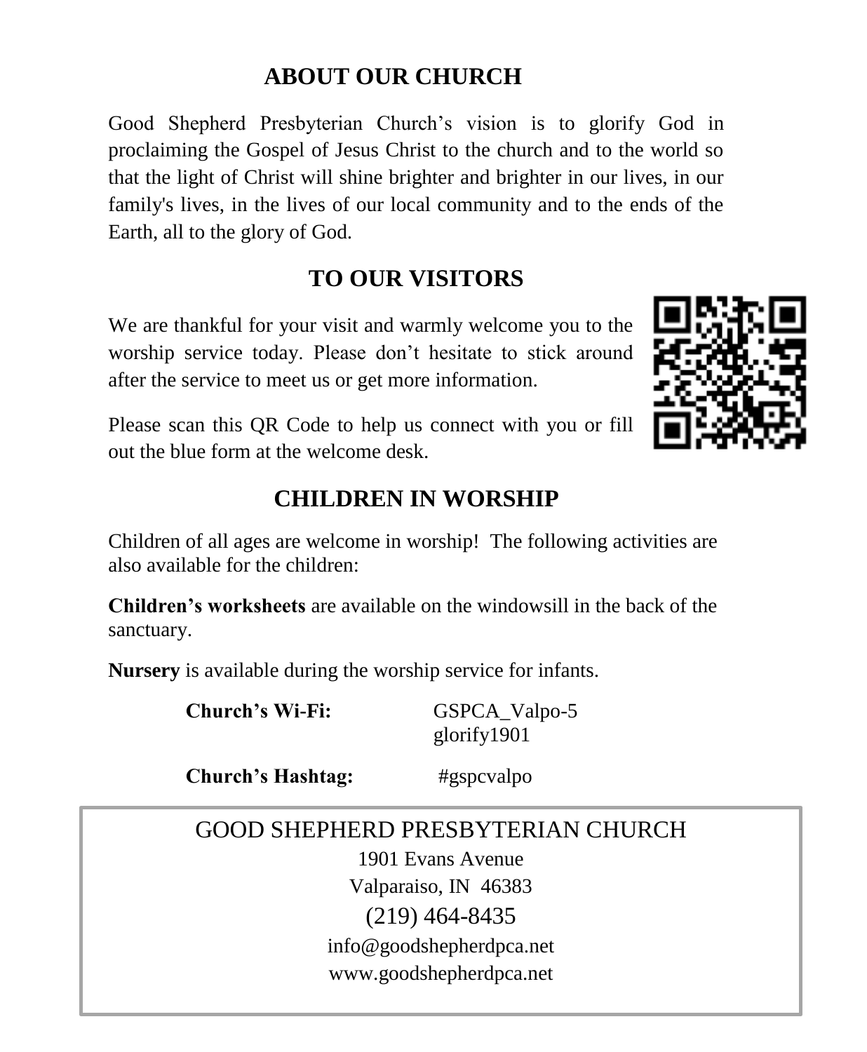## ABOUT OUR CHURCH

Good Shepherd Presbyterian Church's vision is to glorify God in proclaiming the Gospel of Jesus Christ to the church and to the world so that the light of Christ will shine brighter and brighter in our lives, in our family's lives, in the lives of our local community and to the ends of the Earth, all to the glory of God.

## TO OUR VISITORS

We are thankful for your visit and warmly welcome you to the worship service today. Please don't hesitate to stick around after the service to meet us or get more information.

Please scan this QR Code to help us connect with you or fill out the blue form at the welcome desk.

## CHILDREN IN WORSHIP

Children of all ages are welcome in worship! The following activities are also available for the children:

**Children's worksheets** are available on the windowsill in the back of the sanctuary.

**Nursery** is available during the worship service for infants.

**Church's Wi-Fi:** GSPCA_Valpo-5
glorify1901

**Church's Hashtag:** #gspcvalpo

GOOD SHEPHERD PRESBYTERIAN CHURCH
1901 Evans Avenue
Valparaiso, IN 46383
(219) 464-8435
info@goodshepherdpca.net
www.goodshepherdpca.net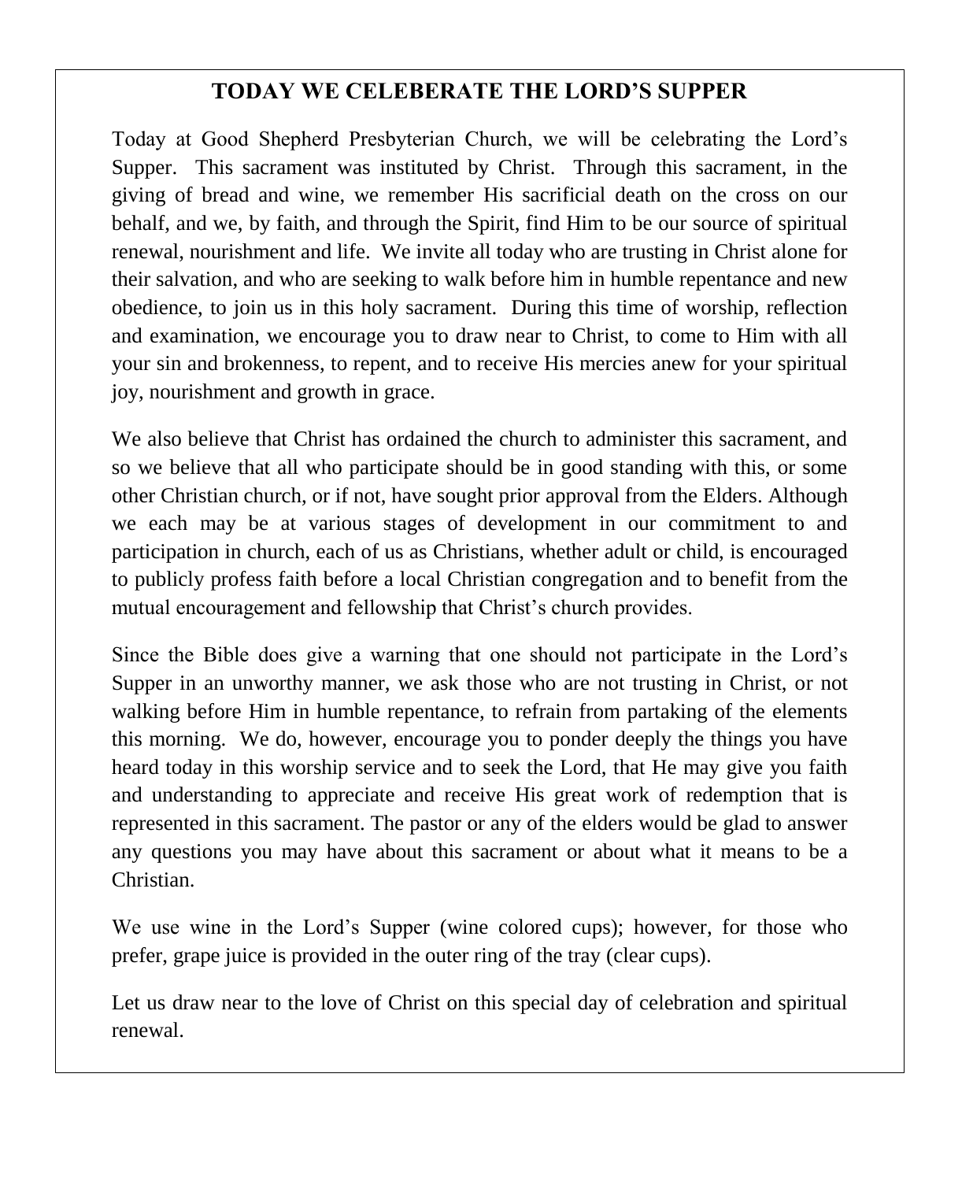## TODAY WE CELEBERATE THE LORD'S SUPPER

Today at Good Shepherd Presbyterian Church, we will be celebrating the Lord's Supper. This sacrament was instituted by Christ. Through this sacrament, in the giving of bread and wine, we remember His sacrificial death on the cross on our behalf, and we, by faith, and through the Spirit, find Him to be our source of spiritual renewal, nourishment and life. We invite all today who are trusting in Christ alone for their salvation, and who are seeking to walk before him in humble repentance and new obedience, to join us in this holy sacrament. During this time of worship, reflection and examination, we encourage you to draw near to Christ, to come to Him with all your sin and brokenness, to repent, and to receive His mercies anew for your spiritual joy, nourishment and growth in grace.

We also believe that Christ has ordained the church to administer this sacrament, and so we believe that all who participate should be in good standing with this, or some other Christian church, or if not, have sought prior approval from the Elders. Although we each may be at various stages of development in our commitment to and participation in church, each of us as Christians, whether adult or child, is encouraged to publicly profess faith before a local Christian congregation and to benefit from the mutual encouragement and fellowship that Christ's church provides.

Since the Bible does give a warning that one should not participate in the Lord's Supper in an unworthy manner, we ask those who are not trusting in Christ, or not walking before Him in humble repentance, to refrain from partaking of the elements this morning. We do, however, encourage you to ponder deeply the things you have heard today in this worship service and to seek the Lord, that He may give you faith and understanding to appreciate and receive His great work of redemption that is represented in this sacrament. The pastor or any of the elders would be glad to answer any questions you may have about this sacrament or about what it means to be a Christian.

We use wine in the Lord's Supper (wine colored cups); however, for those who prefer, grape juice is provided in the outer ring of the tray (clear cups).

Let us draw near to the love of Christ on this special day of celebration and spiritual renewal.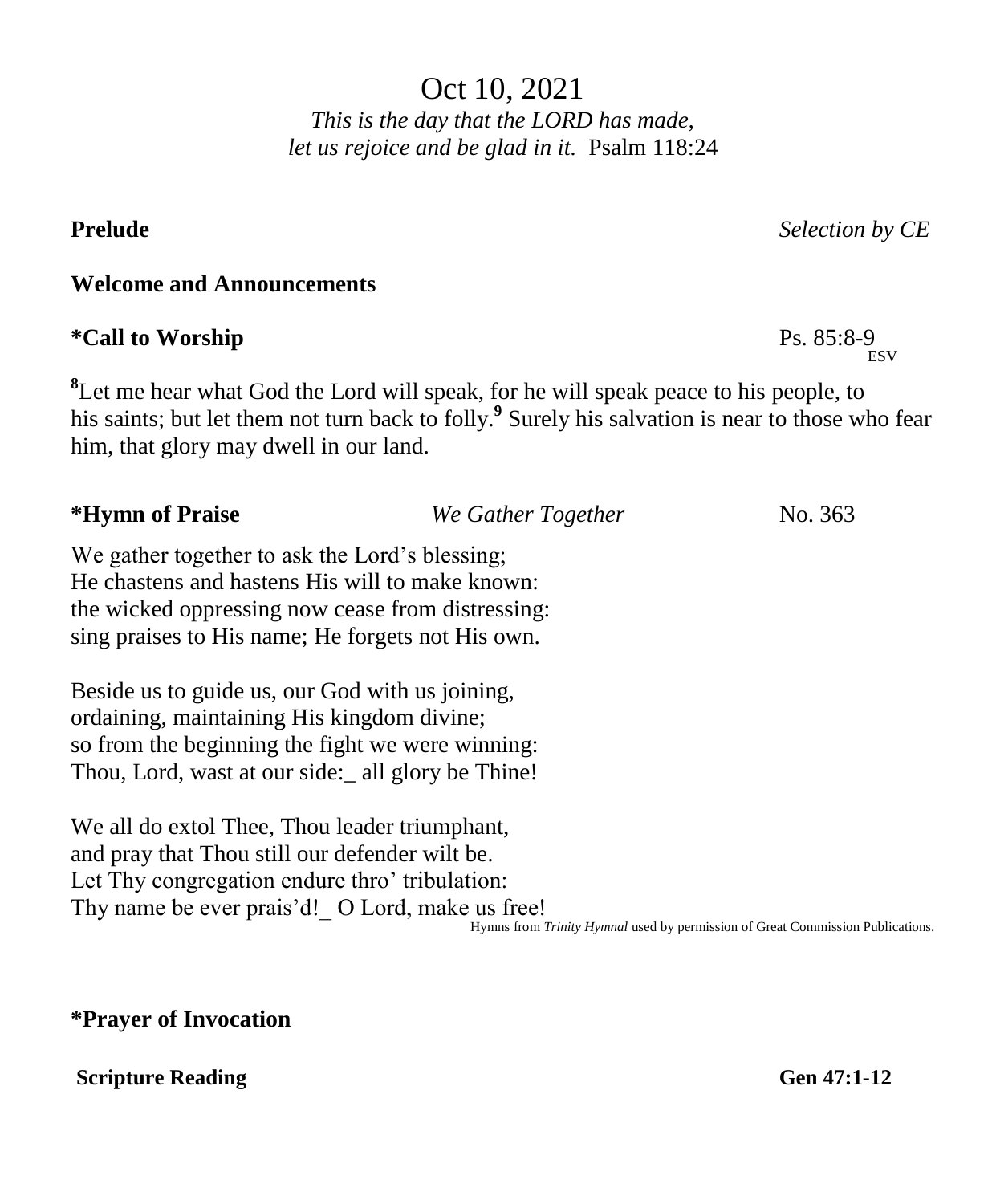Oct 10, 2021

*This is the day that the LORD has made,*
*let us rejoice and be glad in it.* Psalm 118:24

**Prelude** *Selection by CE*

**Welcome and Announcements**

***Call to Worship** Ps. 85:8-9 ESV

[8]Let me hear what God the Lord will speak, for he will speak peace to his people, to his saints; but let them not turn back to folly.[9] Surely his salvation is near to those who fear him, that glory may dwell in our land.

***Hymn of Praise** *We Gather Together* No. 363

We gather together to ask the Lord's blessing;
He chastens and hastens His will to make known:
the wicked oppressing now cease from distressing:
sing praises to His name; He forgets not His own.

Beside us to guide us, our God with us joining,
ordaining, maintaining His kingdom divine;
so from the beginning the fight we were winning:
Thou, Lord, wast at our side:_ all glory be Thine!

We all do extol Thee, Thou leader triumphant,
and pray that Thou still our defender wilt be.
Let Thy congregation endure thro' tribulation:
Thy name be ever prais'd!_ O Lord, make us free!

Hymns from *Trinity Hymnal* used by permission of Great Commission Publications.

***Prayer of Invocation**

**Scripture Reading** **Gen 47:1-12**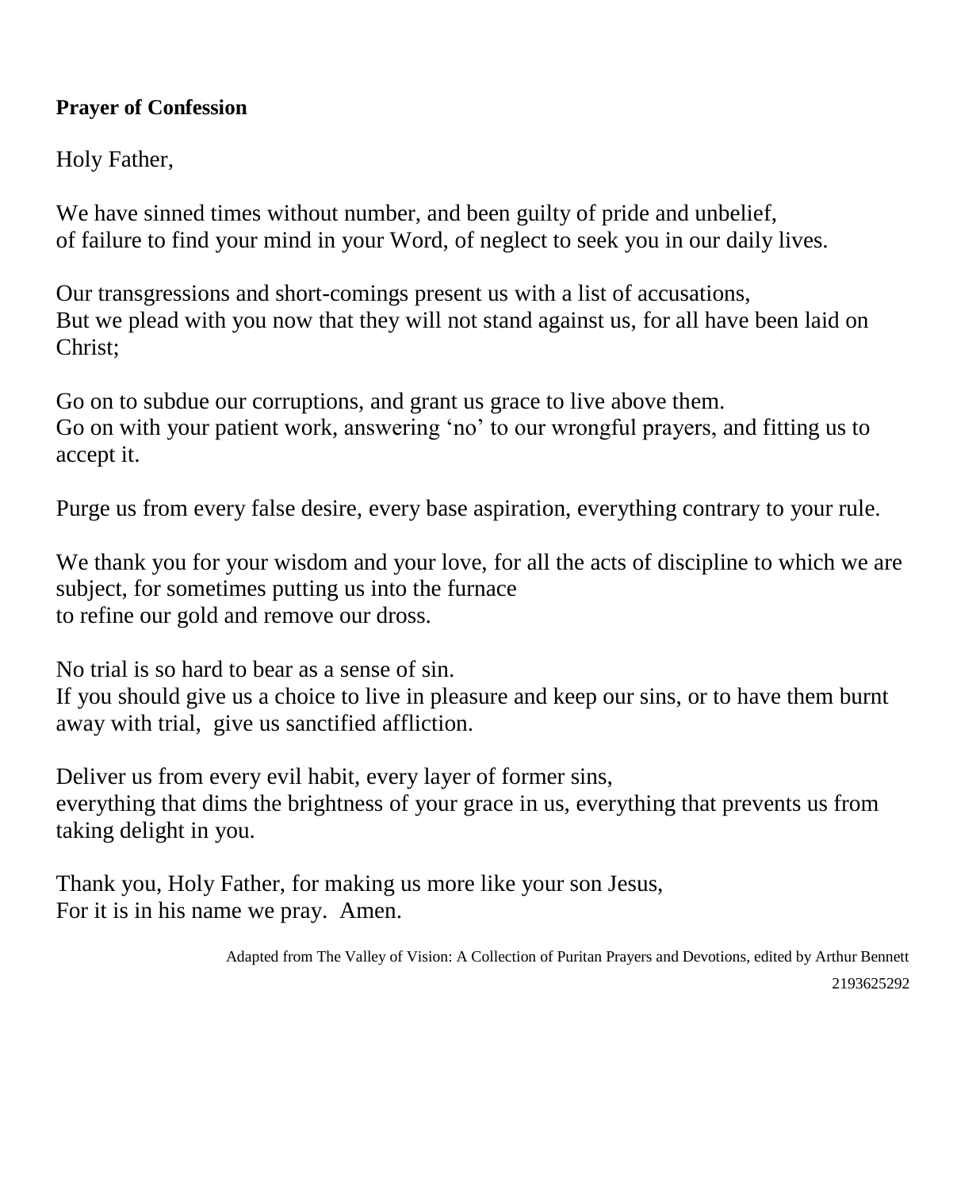**Prayer of Confession**

Holy Father,

We have sinned times without number, and been guilty of pride and unbelief,
of failure to find your mind in your Word, of neglect to seek you in our daily lives.

Our transgressions and short-comings present us with a list of accusations,
But we plead with you now that they will not stand against us, for all have been laid on Christ;

Go on to subdue our corruptions, and grant us grace to live above them.
Go on with your patient work, answering 'no' to our wrongful prayers, and fitting us to accept it.

Purge us from every false desire, every base aspiration, everything contrary to your rule.

We thank you for your wisdom and your love, for all the acts of discipline to which we are subject, for sometimes putting us into the furnace
to refine our gold and remove our dross.

No trial is so hard to bear as a sense of sin.
If you should give us a choice to live in pleasure and keep our sins, or to have them burnt away with trial, give us sanctified affliction.

Deliver us from every evil habit, every layer of former sins,
everything that dims the brightness of your grace in us, everything that prevents us from taking delight in you.

Thank you, Holy Father, for making us more like your son Jesus,
For it is in his name we pray. Amen.

Adapted from The Valley of Vision: A Collection of Puritan Prayers and Devotions, edited by Arthur Bennett

2193625292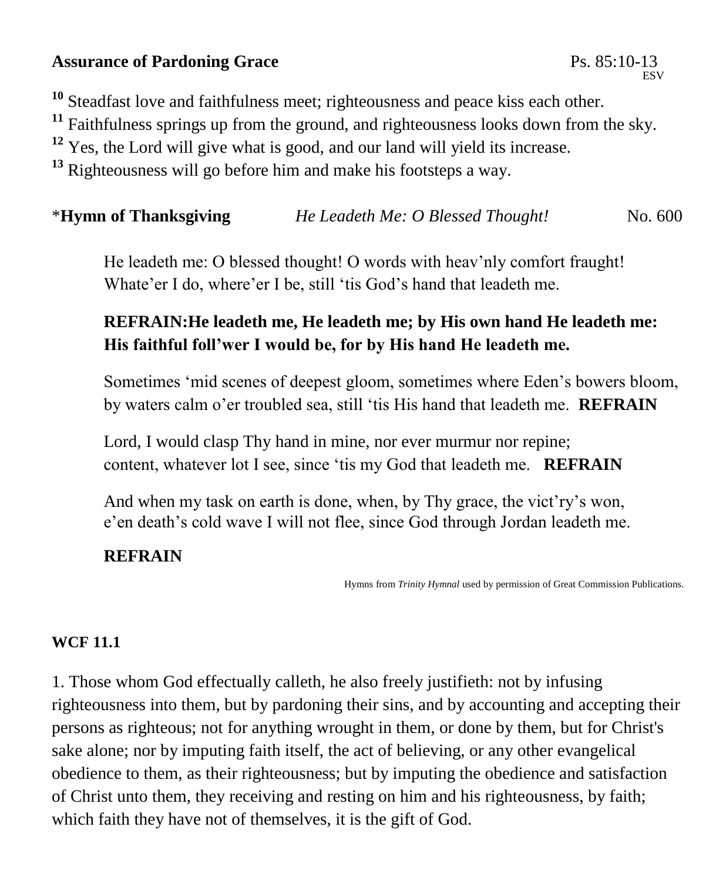**Assurance of Pardoning Grace** Ps. 85:10-13 ESV

[10] Steadfast love and faithfulness meet; righteousness and peace kiss each other.
[11] Faithfulness springs up from the ground, and righteousness looks down from the sky.
[12] Yes, the Lord will give what is good, and our land will yield its increase.
[13] Righteousness will go before him and make his footsteps a way.

*__Hymn of Thanksgiving__ *He Leadeth Me: O Blessed Thought!* No. 600

He leadeth me: O blessed thought! O words with heav'nly comfort fraught!
Whate'er I do, where'er I be, still 'tis God's hand that leadeth me.

**REFRAIN:He leadeth me, He leadeth me; by His own hand He leadeth me:
His faithful foll'wer I would be, for by His hand He leadeth me.**

Sometimes 'mid scenes of deepest gloom, sometimes where Eden's bowers bloom,
by waters calm o'er troubled sea, still 'tis His hand that leadeth me. **REFRAIN**

Lord, I would clasp Thy hand in mine, nor ever murmur nor repine;
content, whatever lot I see, since 'tis my God that leadeth me. **REFRAIN**

And when my task on earth is done, when, by Thy grace, the vict'ry's won,
e'en death's cold wave I will not flee, since God through Jordan leadeth me.

**REFRAIN**

Hymns from *Trinity Hymnal* used by permission of Great Commission Publications.

**WCF 11.1**

1. Those whom God effectually calleth, he also freely justifieth: not by infusing righteousness into them, but by pardoning their sins, and by accounting and accepting their persons as righteous; not for anything wrought in them, or done by them, but for Christ's sake alone; nor by imputing faith itself, the act of believing, or any other evangelical obedience to them, as their righteousness; but by imputing the obedience and satisfaction of Christ unto them, they receiving and resting on him and his righteousness, by faith; which faith they have not of themselves, it is the gift of God.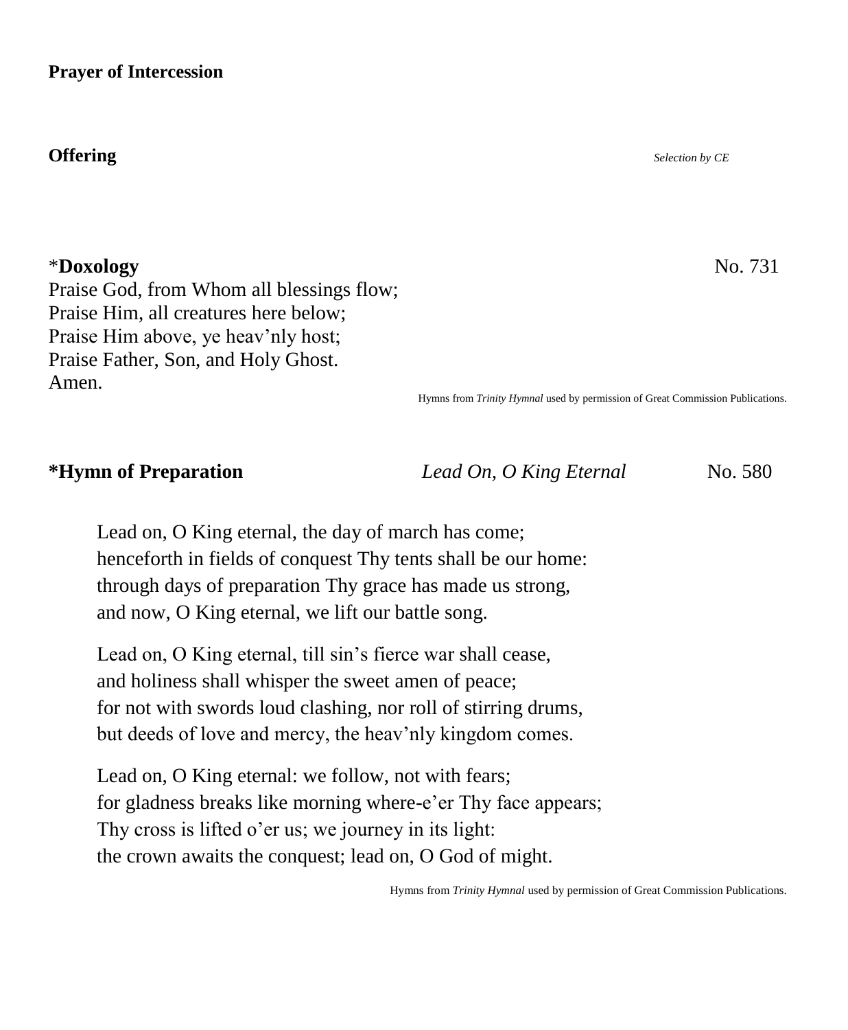**Prayer of Intercession**

**Offering** *Selection by CE*

*__Doxology__ No. 731

Praise God, from Whom all blessings flow;
Praise Him, all creatures here below;
Praise Him above, ye heav'nly host;
Praise Father, Son, and Holy Ghost.
Amen.

Hymns from *Trinity Hymnal* used by permission of Great Commission Publications.

**\*Hymn of Preparation** *Lead On, O King Eternal* No. 580

Lead on, O King eternal, the day of march has come;
henceforth in fields of conquest Thy tents shall be our home:
through days of preparation Thy grace has made us strong,
and now, O King eternal, we lift our battle song.

Lead on, O King eternal, till sin's fierce war shall cease,
and holiness shall whisper the sweet amen of peace;
for not with swords loud clashing, nor roll of stirring drums,
but deeds of love and mercy, the heav'nly kingdom comes.

Lead on, O King eternal: we follow, not with fears;
for gladness breaks like morning where-e'er Thy face appears;
Thy cross is lifted o'er us; we journey in its light:
the crown awaits the conquest; lead on, O God of might.

Hymns from *Trinity Hymnal* used by permission of Great Commission Publications.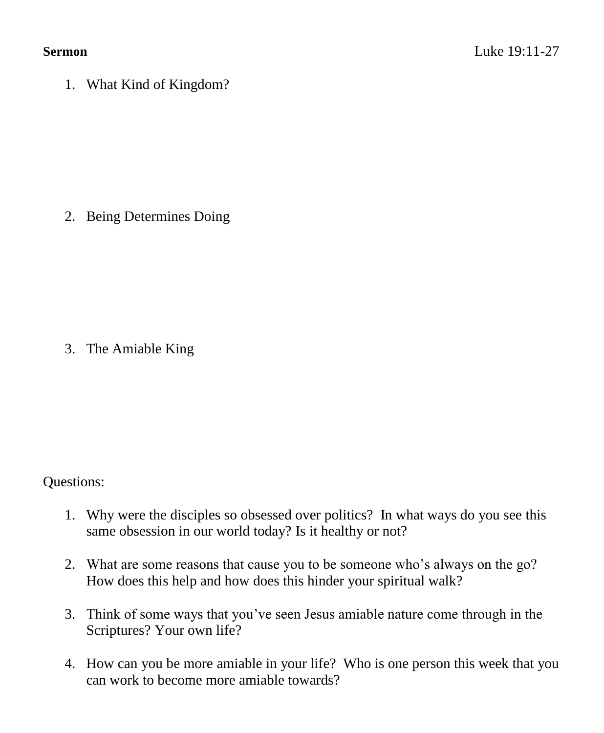**Sermon** Luke 19:11-27

1. What Kind of Kingdom?

2. Being Determines Doing

3. The Amiable King

Questions:

1. Why were the disciples so obsessed over politics? In what ways do you see this same obsession in our world today? Is it healthy or not?

2. What are some reasons that cause you to be someone who's always on the go? How does this help and how does this hinder your spiritual walk?

3. Think of some ways that you've seen Jesus amiable nature come through in the Scriptures? Your own life?

4. How can you be more amiable in your life? Who is one person this week that you can work to become more amiable towards?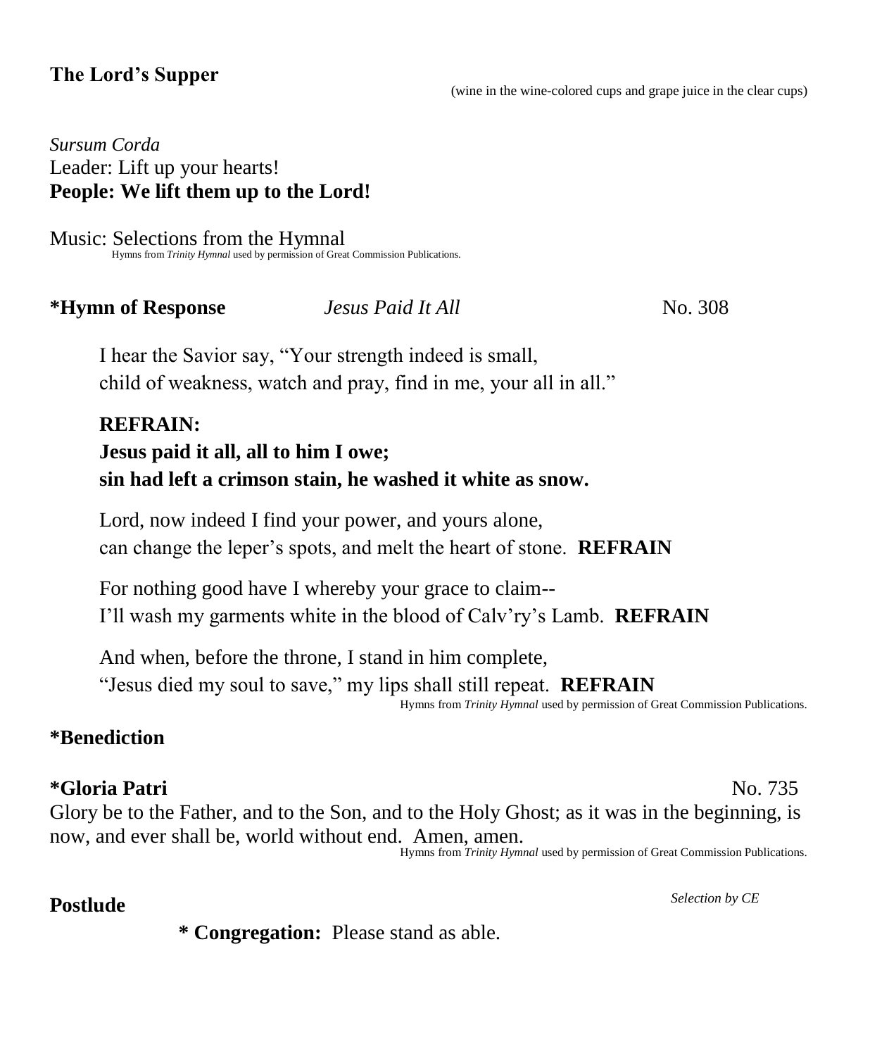## The Lord's Supper

(wine in the wine-colored cups and grape juice in the clear cups)

*Sursum Corda*
Leader: Lift up your hearts!
**People: We lift them up to the Lord!**

Music: Selections from the Hymnal
Hymns from *Trinity Hymnal* used by permission of Great Commission Publications.

## *Hymn of Response — *Jesus Paid It All* — No. 308

I hear the Savior say, "Your strength indeed is small,
child of weakness, watch and pray, find in me, your all in all."

**REFRAIN:**
**Jesus paid it all, all to him I owe;**
**sin had left a crimson stain, he washed it white as snow.**

Lord, now indeed I find your power, and yours alone,
can change the leper's spots, and melt the heart of stone. **REFRAIN**

For nothing good have I whereby your grace to claim--
I'll wash my garments white in the blood of Calv'ry's Lamb. **REFRAIN**

And when, before the throne, I stand in him complete,
"Jesus died my soul to save," my lips shall still repeat. **REFRAIN**

Hymns from *Trinity Hymnal* used by permission of Great Commission Publications.

## *Benediction

## *Gloria Patri — No. 735

Glory be to the Father, and to the Son, and to the Holy Ghost; as it was in the beginning, is now, and ever shall be, world without end. Amen, amen.

Hymns from *Trinity Hymnal* used by permission of Great Commission Publications.

## Postlude

*Selection by CE*

**\* Congregation:** Please stand as able.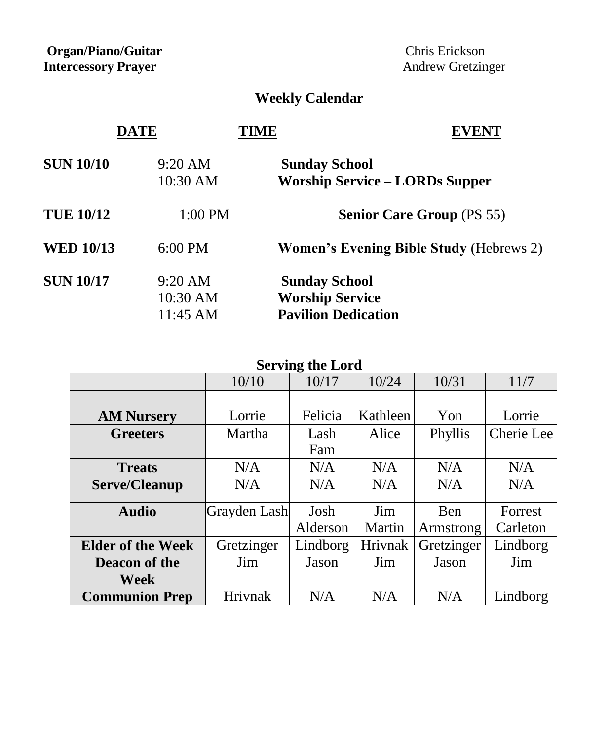**Organ/Piano/Guitar** Chris Erickson
**Intercessory Prayer** Andrew Gretzinger

## Weekly Calendar

| DATE | TIME | EVENT |
|---|---|---|
| **SUN 10/10** | 9:20 AM | **Sunday School** |
| | 10:30 AM | **Worship Service – LORDs Supper** |
| **TUE 10/12** | 1:00 PM | **Senior Care Group** (PS 55) |
| **WED 10/13** | 6:00 PM | **Women's Evening Bible Study** (Hebrews 2) |
| **SUN 10/17** | 9:20 AM | **Sunday School** |
| | 10:30 AM | **Worship Service** |
| | 11:45 AM | **Pavilion Dedication** |

### Serving the Lord

| | 10/10 | 10/17 | 10/24 | 10/31 | 11/7 |
|---|---|---|---|---|---|
| **AM Nursery** | Lorrie | Felicia | Kathleen | Yon | Lorrie |
| **Greeters** | Martha | Lash Fam | Alice | Phyllis | Cherie Lee |
| **Treats** | N/A | N/A | N/A | N/A | N/A |
| **Serve/Cleanup** | N/A | N/A | N/A | N/A | N/A |
| **Audio** | Grayden Lash | Josh Alderson | Jim Martin | Ben Armstrong | Forrest Carleton |
| **Elder of the Week** | Gretzinger | Lindborg | Hrivnak | Gretzinger | Lindborg |
| **Deacon of the Week** | Jim | Jason | Jim | Jason | Jim |
| **Communion Prep** | Hrivnak | N/A | N/A | N/A | Lindborg |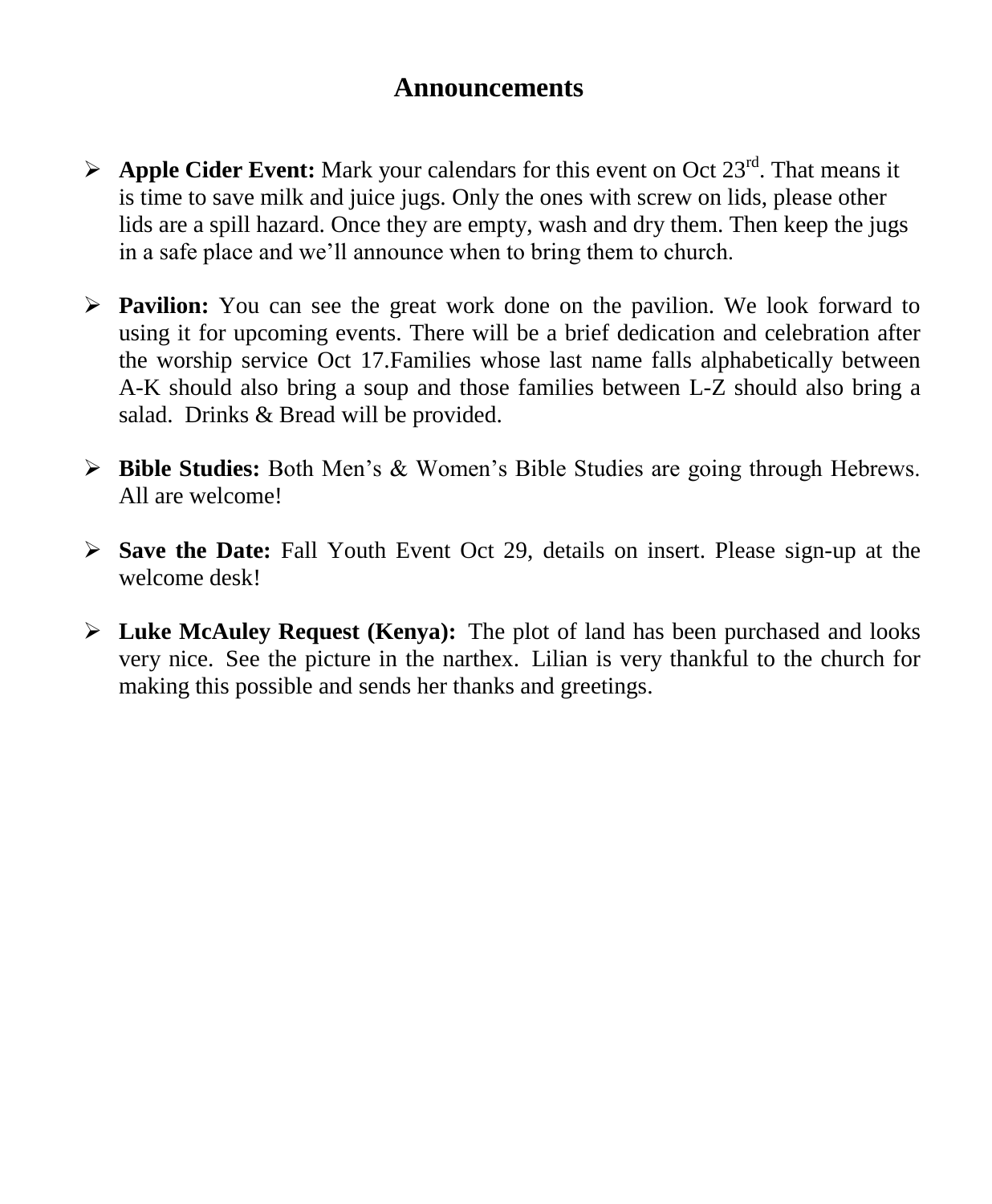## Announcements

- **Apple Cider Event:** Mark your calendars for this event on Oct 23rd. That means it is time to save milk and juice jugs. Only the ones with screw on lids, please other lids are a spill hazard. Once they are empty, wash and dry them. Then keep the jugs in a safe place and we'll announce when to bring them to church.

- **Pavilion:** You can see the great work done on the pavilion. We look forward to using it for upcoming events. There will be a brief dedication and celebration after the worship service Oct 17.Families whose last name falls alphabetically between A-K should also bring a soup and those families between L-Z should also bring a salad. Drinks & Bread will be provided.

- **Bible Studies:** Both Men's & Women's Bible Studies are going through Hebrews. All are welcome!

- **Save the Date:** Fall Youth Event Oct 29, details on insert. Please sign-up at the welcome desk!

- **Luke McAuley Request (Kenya):** The plot of land has been purchased and looks very nice. See the picture in the narthex. Lilian is very thankful to the church for making this possible and sends her thanks and greetings.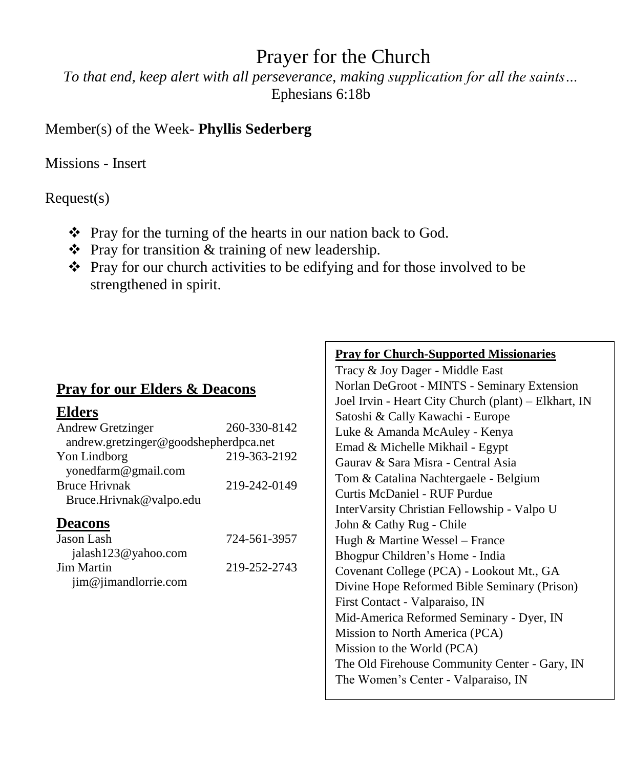# Prayer for the Church

*To that end, keep alert with all perseverance, making supplication for all the saints…*
Ephesians 6:18b

Member(s) of the Week- **Phyllis Sederberg**

Missions - Insert

Request(s)

- Pray for the turning of the hearts in our nation back to God.
- Pray for transition & training of new leadership.
- Pray for our church activities to be edifying and for those involved to be strengthened in spirit.

## Pray for our Elders & Deacons

### Elders

Andrew Gretzinger 260-330-8142
andrew.gretzinger@goodshepherdpca.net
Yon Lindborg 219-363-2192
yonedfarm@gmail.com
Bruce Hrivnak 219-242-0149
Bruce.Hrivnak@valpo.edu

### Deacons

Jason Lash 724-561-3957
jalash123@yahoo.com
Jim Martin 219-252-2743
jim@jimandlorrie.com

**Pray for Church-Supported Missionaries**

Tracy & Joy Dager - Middle East
Norlan DeGroot - MINTS - Seminary Extension
Joel Irvin - Heart City Church (plant) – Elkhart, IN
Satoshi & Cally Kawachi - Europe
Luke & Amanda McAuley - Kenya
Emad & Michelle Mikhail - Egypt
Gaurav & Sara Misra - Central Asia
Tom & Catalina Nachtergaele - Belgium
Curtis McDaniel - RUF Purdue
InterVarsity Christian Fellowship - Valpo U
John & Cathy Rug - Chile
Hugh & Martine Wessel – France
Bhogpur Children's Home - India
Covenant College (PCA) - Lookout Mt., GA
Divine Hope Reformed Bible Seminary (Prison)
First Contact - Valparaiso, IN
Mid-America Reformed Seminary - Dyer, IN
Mission to North America (PCA)
Mission to the World (PCA)
The Old Firehouse Community Center - Gary, IN
The Women's Center - Valparaiso, IN